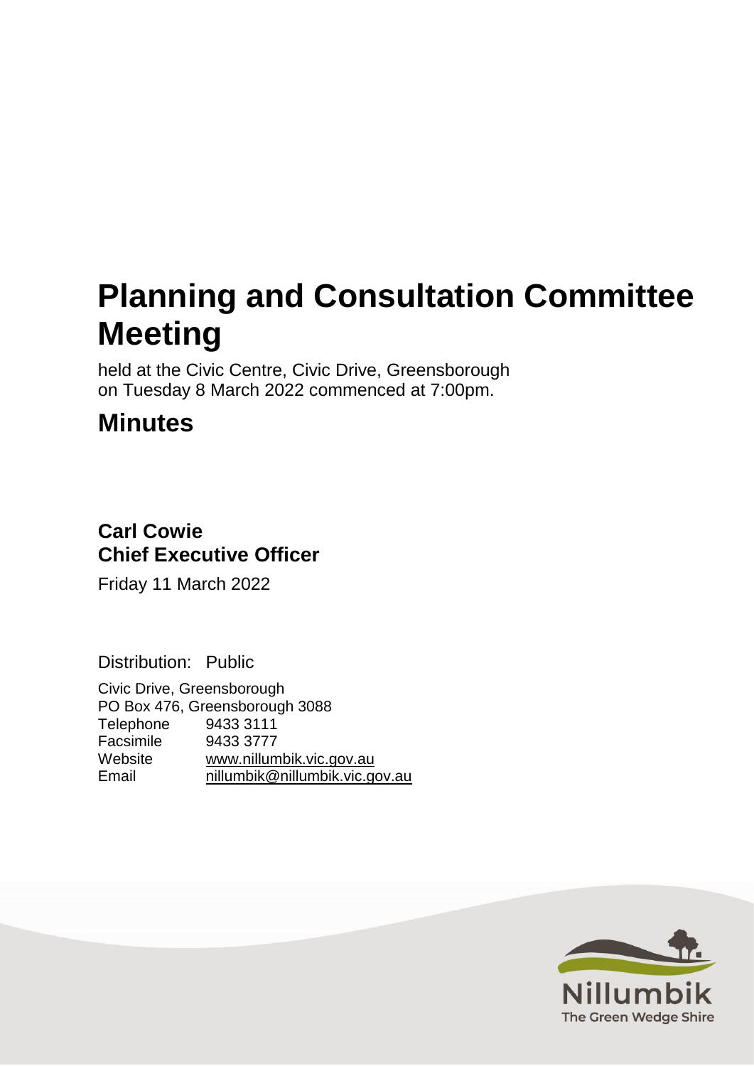# Planning and Consultation Committee Meeting

held at the Civic Centre, Civic Drive, Greensborough
on Tuesday 8 March 2022 commenced at 7:00pm.

## Minutes

### Carl Cowie
### Chief Executive Officer

Friday 11 March 2022

Distribution: Public

Civic Drive, Greensborough
PO Box 476, Greensborough 3088
Telephone 9433 3111
Facsimile 9433 3777
Website www.nillumbik.vic.gov.au
Email nillumbik@nillumbik.vic.gov.au

Nillumbik
The Green Wedge Shire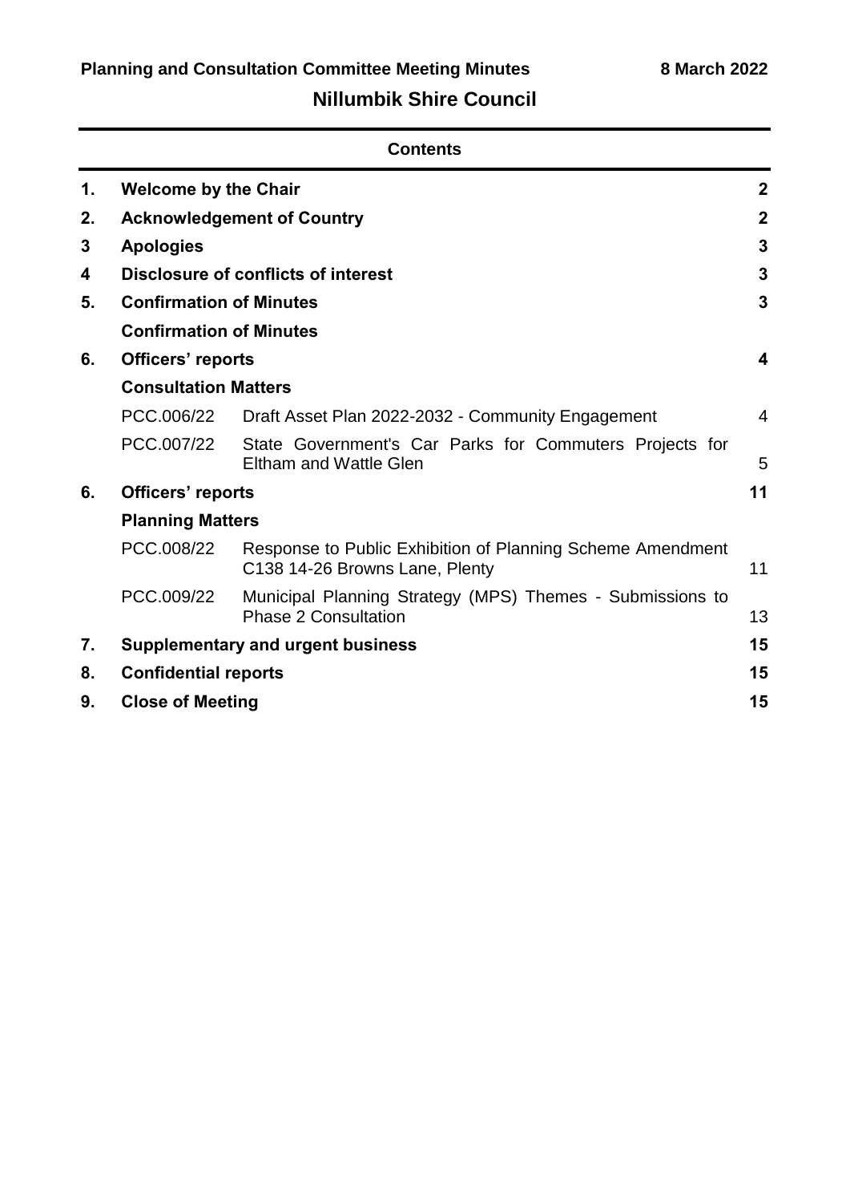**Planning and Consultation Committee Meeting Minutes** **8 March 2022**

## Nillumbik Shire Council

### Contents

| | | | |
|---|---|---|---|
| **1.** | **Welcome by the Chair** | | **2** |
| **2.** | **Acknowledgement of Country** | | **2** |
| **3** | **Apologies** | | **3** |
| **4** | **Disclosure of conflicts of interest** | | **3** |
| **5.** | **Confirmation of Minutes** | | **3** |
| | **Confirmation of Minutes** | | |
| **6.** | **Officers' reports** | | **4** |
| | **Consultation Matters** | | |
| | PCC.006/22 | Draft Asset Plan 2022-2032 - Community Engagement | 4 |
| | PCC.007/22 | State Government's Car Parks for Commuters Projects for Eltham and Wattle Glen | 5 |
| **6.** | **Officers' reports** | | **11** |
| | **Planning Matters** | | |
| | PCC.008/22 | Response to Public Exhibition of Planning Scheme Amendment C138 14-26 Browns Lane, Plenty | 11 |
| | PCC.009/22 | Municipal Planning Strategy (MPS) Themes - Submissions to Phase 2 Consultation | 13 |
| **7.** | **Supplementary and urgent business** | | **15** |
| **8.** | **Confidential reports** | | **15** |
| **9.** | **Close of Meeting** | | **15** |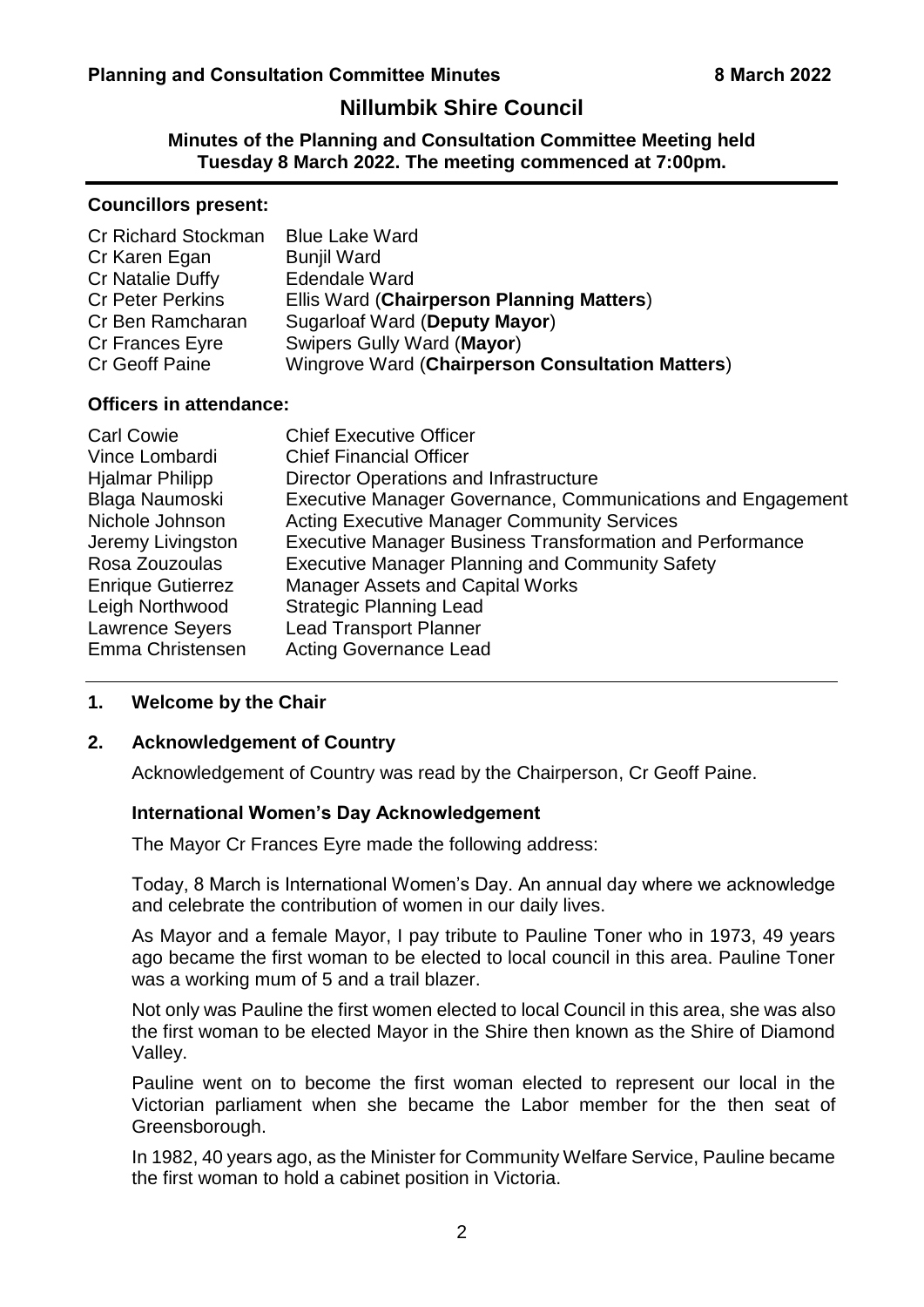# Nillumbik Shire Council

**Minutes of the Planning and Consultation Committee Meeting held Tuesday 8 March 2022. The meeting commenced at 7:00pm.**

---

### Councillors present:

| | |
|---|---|
| Cr Richard Stockman | Blue Lake Ward |
| Cr Karen Egan | Bunjil Ward |
| Cr Natalie Duffy | Edendale Ward |
| Cr Peter Perkins | Ellis Ward (**Chairperson Planning Matters**) |
| Cr Ben Ramcharan | Sugarloaf Ward (**Deputy Mayor**) |
| Cr Frances Eyre | Swipers Gully Ward (**Mayor**) |
| Cr Geoff Paine | Wingrove Ward (**Chairperson Consultation Matters**) |

### Officers in attendance:

| | |
|---|---|
| Carl Cowie | Chief Executive Officer |
| Vince Lombardi | Chief Financial Officer |
| Hjalmar Philipp | Director Operations and Infrastructure |
| Blaga Naumoski | Executive Manager Governance, Communications and Engagement |
| Nichole Johnson | Acting Executive Manager Community Services |
| Jeremy Livingston | Executive Manager Business Transformation and Performance |
| Rosa Zouzoulas | Executive Manager Planning and Community Safety |
| Enrique Gutierrez | Manager Assets and Capital Works |
| Leigh Northwood | Strategic Planning Lead |
| Lawrence Seyers | Lead Transport Planner |
| Emma Christensen | Acting Governance Lead |

---

## 1. Welcome by the Chair

## 2. Acknowledgement of Country

Acknowledgement of Country was read by the Chairperson, Cr Geoff Paine.

### International Women's Day Acknowledgement

The Mayor Cr Frances Eyre made the following address:

Today, 8 March is International Women's Day. An annual day where we acknowledge and celebrate the contribution of women in our daily lives.

As Mayor and a female Mayor, I pay tribute to Pauline Toner who in 1973, 49 years ago became the first woman to be elected to local council in this area. Pauline Toner was a working mum of 5 and a trail blazer.

Not only was Pauline the first women elected to local Council in this area, she was also the first woman to be elected Mayor in the Shire then known as the Shire of Diamond Valley.

Pauline went on to become the first woman elected to represent our local in the Victorian parliament when she became the Labor member for the then seat of Greensborough.

In 1982, 40 years ago, as the Minister for Community Welfare Service, Pauline became the first woman to hold a cabinet position in Victoria.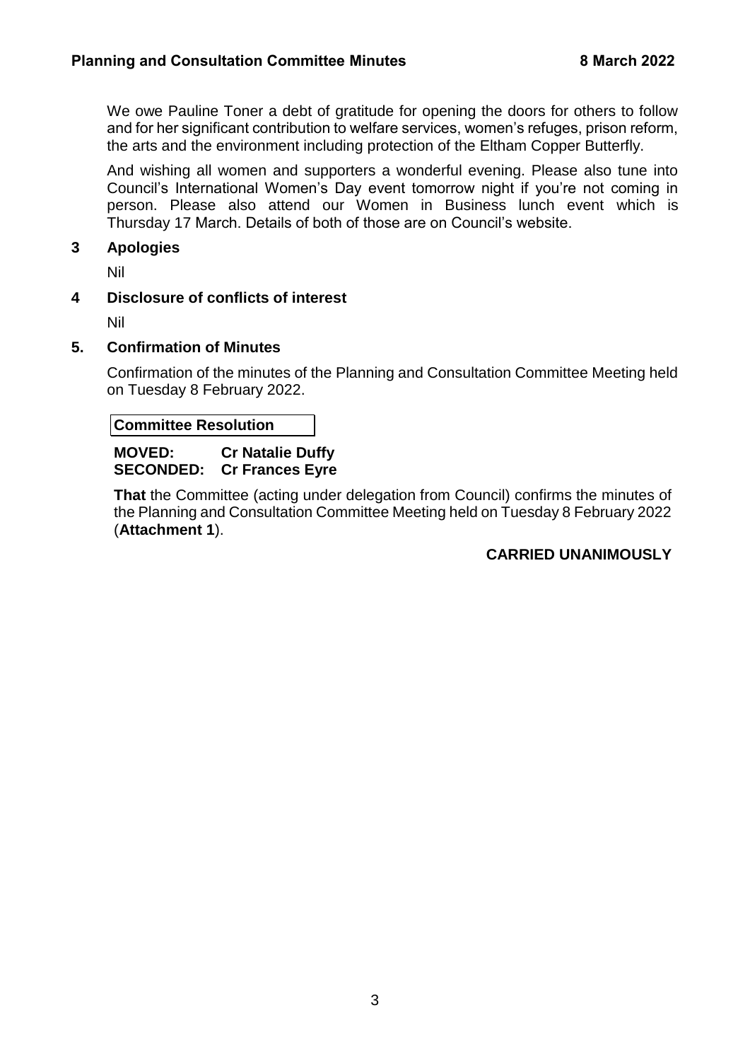We owe Pauline Toner a debt of gratitude for opening the doors for others to follow and for her significant contribution to welfare services, women's refuges, prison reform, the arts and the environment including protection of the Eltham Copper Butterfly.

And wishing all women and supporters a wonderful evening. Please also tune into Council's International Women's Day event tomorrow night if you're not coming in person. Please also attend our Women in Business lunch event which is Thursday 17 March. Details of both of those are on Council's website.

## 3 Apologies

Nil

## 4 Disclosure of conflicts of interest

Nil

## 5. Confirmation of Minutes

Confirmation of the minutes of the Planning and Consultation Committee Meeting held on Tuesday 8 February 2022.

**Committee Resolution**

**MOVED: Cr Natalie Duffy**
**SECONDED: Cr Frances Eyre**

**That** the Committee (acting under delegation from Council) confirms the minutes of the Planning and Consultation Committee Meeting held on Tuesday 8 February 2022 (**Attachment 1**).

**CARRIED UNANIMOUSLY**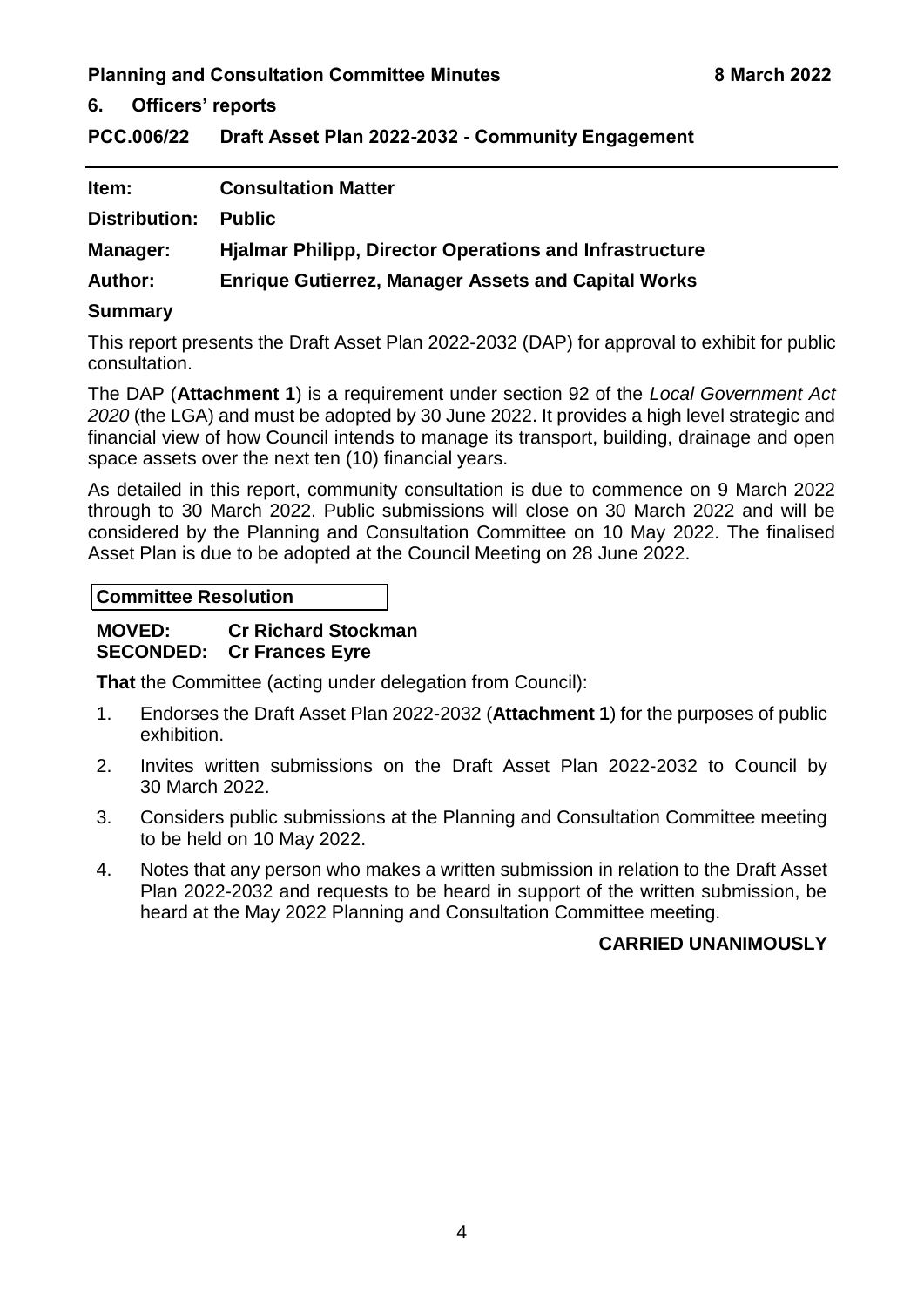## 6. Officers' reports

### PCC.006/22 Draft Asset Plan 2022-2032 - Community Engagement

| | |
|---|---|
| **Item:** | **Consultation Matter** |
| **Distribution:** | **Public** |
| **Manager:** | **Hjalmar Philipp, Director Operations and Infrastructure** |
| **Author:** | **Enrique Gutierrez, Manager Assets and Capital Works** |

**Summary**

This report presents the Draft Asset Plan 2022-2032 (DAP) for approval to exhibit for public consultation.

The DAP (**Attachment 1**) is a requirement under section 92 of the *Local Government Act 2020* (the LGA) and must be adopted by 30 June 2022. It provides a high level strategic and financial view of how Council intends to manage its transport, building, drainage and open space assets over the next ten (10) financial years.

As detailed in this report, community consultation is due to commence on 9 March 2022 through to 30 March 2022. Public submissions will close on 30 March 2022 and will be considered by the Planning and Consultation Committee on 10 May 2022. The finalised Asset Plan is due to be adopted at the Council Meeting on 28 June 2022.

**Committee Resolution**

**MOVED: Cr Richard Stockman**
**SECONDED: Cr Frances Eyre**

**That** the Committee (acting under delegation from Council):

1. Endorses the Draft Asset Plan 2022-2032 (**Attachment 1**) for the purposes of public exhibition.
2. Invites written submissions on the Draft Asset Plan 2022-2032 to Council by 30 March 2022.
3. Considers public submissions at the Planning and Consultation Committee meeting to be held on 10 May 2022.
4. Notes that any person who makes a written submission in relation to the Draft Asset Plan 2022-2032 and requests to be heard in support of the written submission, be heard at the May 2022 Planning and Consultation Committee meeting.

**CARRIED UNANIMOUSLY**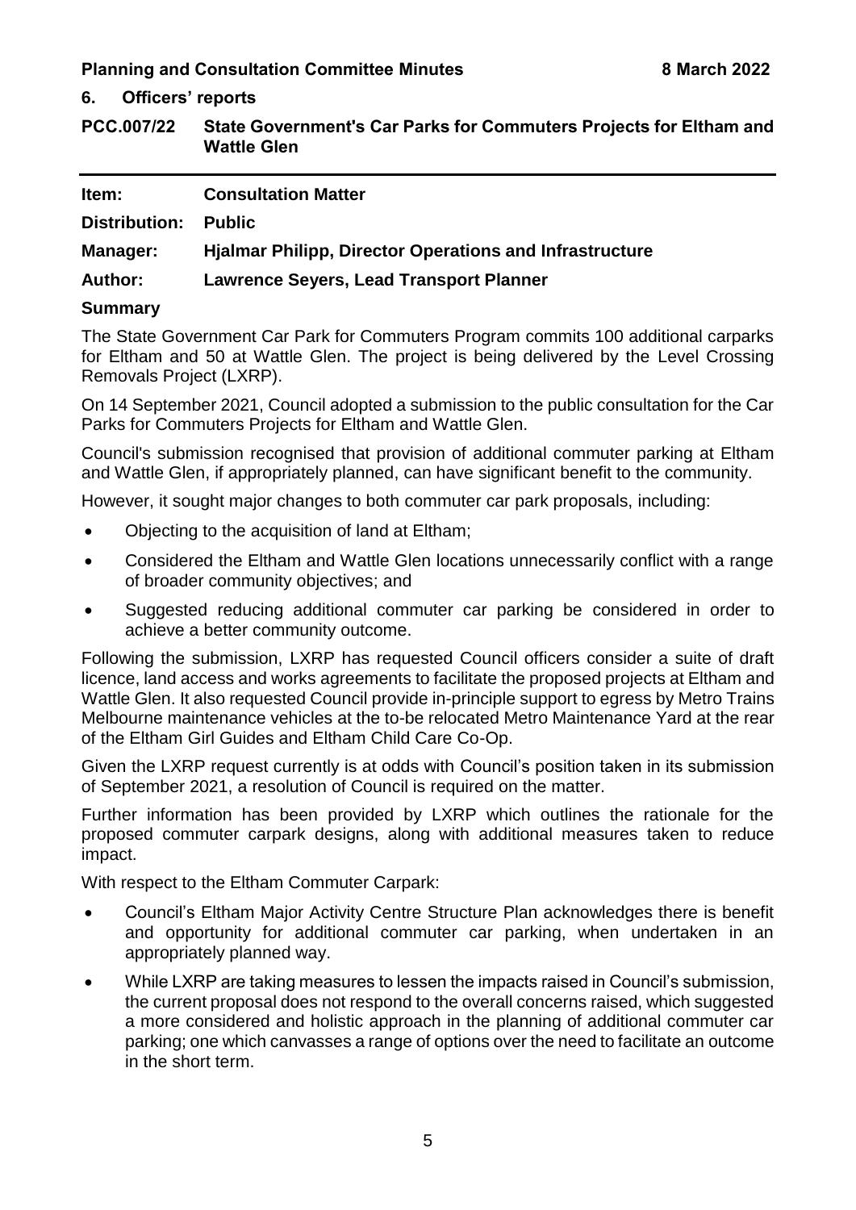## 6. Officers' reports

### PCC.007/22 State Government's Car Parks for Commuters Projects for Eltham and Wattle Glen

| | |
|---|---|
| **Item:** | **Consultation Matter** |
| **Distribution:** | **Public** |
| **Manager:** | **Hjalmar Philipp, Director Operations and Infrastructure** |
| **Author:** | **Lawrence Seyers, Lead Transport Planner** |

**Summary**

The State Government Car Park for Commuters Program commits 100 additional carparks for Eltham and 50 at Wattle Glen. The project is being delivered by the Level Crossing Removals Project (LXRP).

On 14 September 2021, Council adopted a submission to the public consultation for the Car Parks for Commuters Projects for Eltham and Wattle Glen.

Council's submission recognised that provision of additional commuter parking at Eltham and Wattle Glen, if appropriately planned, can have significant benefit to the community.

However, it sought major changes to both commuter car park proposals, including:

- Objecting to the acquisition of land at Eltham;
- Considered the Eltham and Wattle Glen locations unnecessarily conflict with a range of broader community objectives; and
- Suggested reducing additional commuter car parking be considered in order to achieve a better community outcome.

Following the submission, LXRP has requested Council officers consider a suite of draft licence, land access and works agreements to facilitate the proposed projects at Eltham and Wattle Glen. It also requested Council provide in-principle support to egress by Metro Trains Melbourne maintenance vehicles at the to-be relocated Metro Maintenance Yard at the rear of the Eltham Girl Guides and Eltham Child Care Co-Op.

Given the LXRP request currently is at odds with Council's position taken in its submission of September 2021, a resolution of Council is required on the matter.

Further information has been provided by LXRP which outlines the rationale for the proposed commuter carpark designs, along with additional measures taken to reduce impact.

With respect to the Eltham Commuter Carpark:

- Council's Eltham Major Activity Centre Structure Plan acknowledges there is benefit and opportunity for additional commuter car parking, when undertaken in an appropriately planned way.
- While LXRP are taking measures to lessen the impacts raised in Council's submission, the current proposal does not respond to the overall concerns raised, which suggested a more considered and holistic approach in the planning of additional commuter car parking; one which canvasses a range of options over the need to facilitate an outcome in the short term.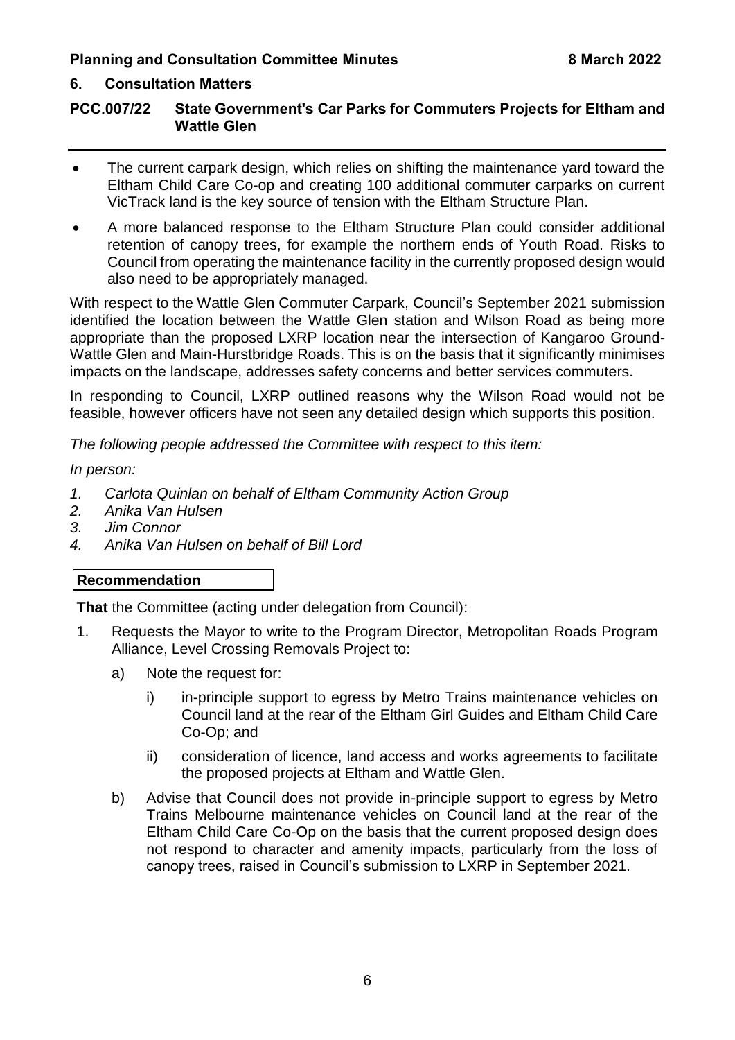## 6. Consultation Matters

### PCC.007/22 State Government's Car Parks for Commuters Projects for Eltham and Wattle Glen

- The current carpark design, which relies on shifting the maintenance yard toward the Eltham Child Care Co-op and creating 100 additional commuter carparks on current VicTrack land is the key source of tension with the Eltham Structure Plan.
- A more balanced response to the Eltham Structure Plan could consider additional retention of canopy trees, for example the northern ends of Youth Road. Risks to Council from operating the maintenance facility in the currently proposed design would also need to be appropriately managed.

With respect to the Wattle Glen Commuter Carpark, Council's September 2021 submission identified the location between the Wattle Glen station and Wilson Road as being more appropriate than the proposed LXRP location near the intersection of Kangaroo Ground-Wattle Glen and Main-Hurstbridge Roads. This is on the basis that it significantly minimises impacts on the landscape, addresses safety concerns and better services commuters.

In responding to Council, LXRP outlined reasons why the Wilson Road would not be feasible, however officers have not seen any detailed design which supports this position.

*The following people addressed the Committee with respect to this item:*

*In person:*

1. *Carlota Quinlan on behalf of Eltham Community Action Group*
2. *Anika Van Hulsen*
3. *Jim Connor*
4. *Anika Van Hulsen on behalf of Bill Lord*

**Recommendation**

**That** the Committee (acting under delegation from Council):

1. Requests the Mayor to write to the Program Director, Metropolitan Roads Program Alliance, Level Crossing Removals Project to:
   a) Note the request for:
      i) in-principle support to egress by Metro Trains maintenance vehicles on Council land at the rear of the Eltham Girl Guides and Eltham Child Care Co-Op; and
      ii) consideration of licence, land access and works agreements to facilitate the proposed projects at Eltham and Wattle Glen.
   b) Advise that Council does not provide in-principle support to egress by Metro Trains Melbourne maintenance vehicles on Council land at the rear of the Eltham Child Care Co-Op on the basis that the current proposed design does not respond to character and amenity impacts, particularly from the loss of canopy trees, raised in Council's submission to LXRP in September 2021.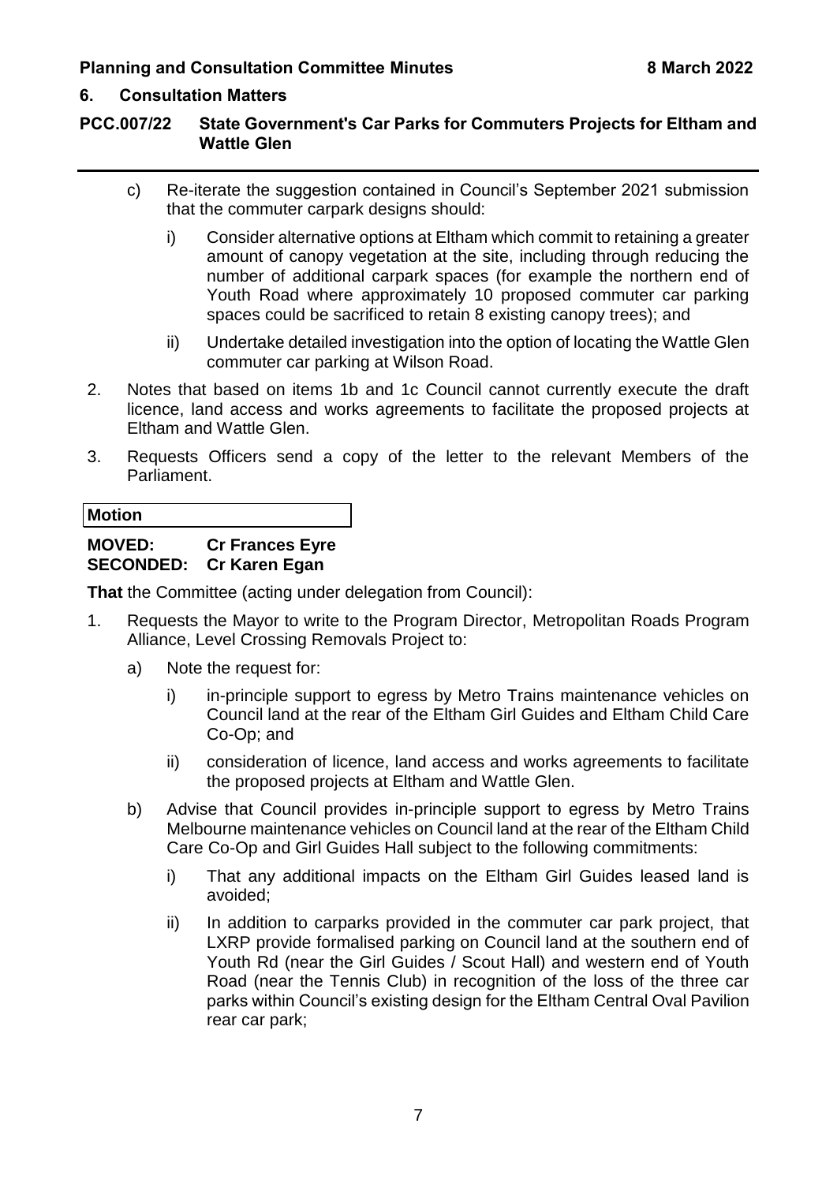## 6. Consultation Matters

### PCC.007/22 State Government's Car Parks for Commuters Projects for Eltham and Wattle Glen

c) Re-iterate the suggestion contained in Council's September 2021 submission that the commuter carpark designs should:

   i) Consider alternative options at Eltham which commit to retaining a greater amount of canopy vegetation at the site, including through reducing the number of additional carpark spaces (for example the northern end of Youth Road where approximately 10 proposed commuter car parking spaces could be sacrificed to retain 8 existing canopy trees); and

   ii) Undertake detailed investigation into the option of locating the Wattle Glen commuter car parking at Wilson Road.

2. Notes that based on items 1b and 1c Council cannot currently execute the draft licence, land access and works agreements to facilitate the proposed projects at Eltham and Wattle Glen.

3. Requests Officers send a copy of the letter to the relevant Members of the Parliament.

**Motion**

**MOVED: Cr Frances Eyre**
**SECONDED: Cr Karen Egan**

**That** the Committee (acting under delegation from Council):

1. Requests the Mayor to write to the Program Director, Metropolitan Roads Program Alliance, Level Crossing Removals Project to:

   a) Note the request for:

      i) in-principle support to egress by Metro Trains maintenance vehicles on Council land at the rear of the Eltham Girl Guides and Eltham Child Care Co-Op; and

      ii) consideration of licence, land access and works agreements to facilitate the proposed projects at Eltham and Wattle Glen.

   b) Advise that Council provides in-principle support to egress by Metro Trains Melbourne maintenance vehicles on Council land at the rear of the Eltham Child Care Co-Op and Girl Guides Hall subject to the following commitments:

      i) That any additional impacts on the Eltham Girl Guides leased land is avoided;

      ii) In addition to carparks provided in the commuter car park project, that LXRP provide formalised parking on Council land at the southern end of Youth Rd (near the Girl Guides / Scout Hall) and western end of Youth Road (near the Tennis Club) in recognition of the loss of the three car parks within Council's existing design for the Eltham Central Oval Pavilion rear car park;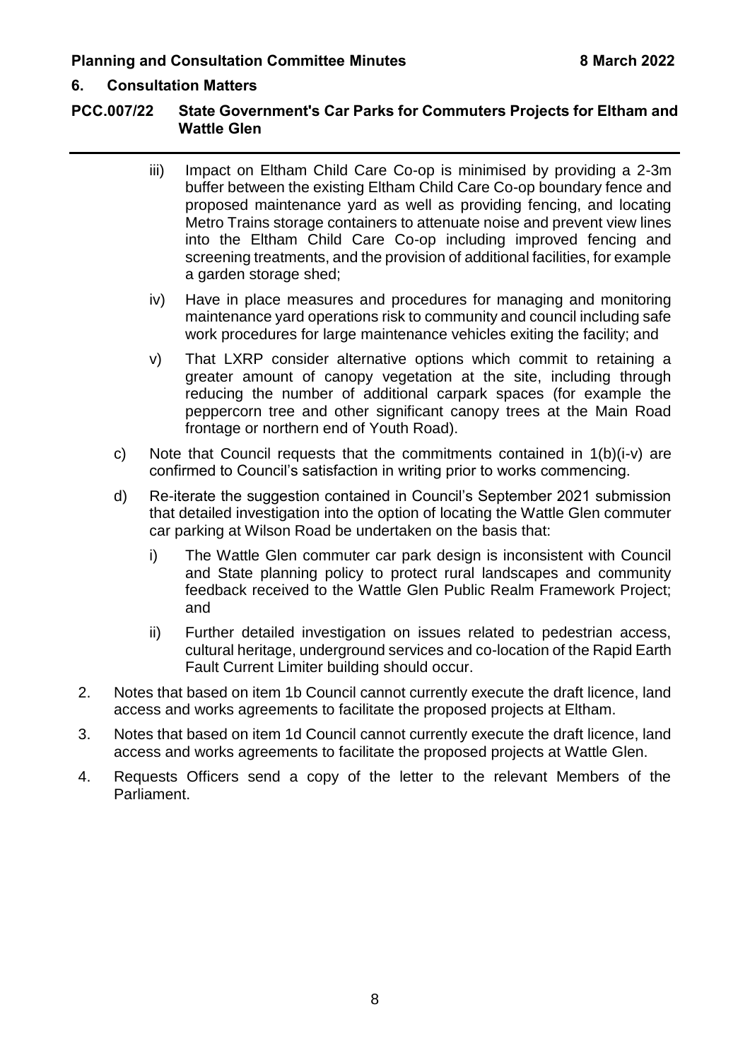## 6. Consultation Matters

### PCC.007/22 State Government's Car Parks for Commuters Projects for Eltham and Wattle Glen

iii) Impact on Eltham Child Care Co-op is minimised by providing a 2-3m buffer between the existing Eltham Child Care Co-op boundary fence and proposed maintenance yard as well as providing fencing, and locating Metro Trains storage containers to attenuate noise and prevent view lines into the Eltham Child Care Co-op including improved fencing and screening treatments, and the provision of additional facilities, for example a garden storage shed;

iv) Have in place measures and procedures for managing and monitoring maintenance yard operations risk to community and council including safe work procedures for large maintenance vehicles exiting the facility; and

v) That LXRP consider alternative options which commit to retaining a greater amount of canopy vegetation at the site, including through reducing the number of additional carpark spaces (for example the peppercorn tree and other significant canopy trees at the Main Road frontage or northern end of Youth Road).

c) Note that Council requests that the commitments contained in 1(b)(i-v) are confirmed to Council's satisfaction in writing prior to works commencing.

d) Re-iterate the suggestion contained in Council's September 2021 submission that detailed investigation into the option of locating the Wattle Glen commuter car parking at Wilson Road be undertaken on the basis that:

i) The Wattle Glen commuter car park design is inconsistent with Council and State planning policy to protect rural landscapes and community feedback received to the Wattle Glen Public Realm Framework Project; and

ii) Further detailed investigation on issues related to pedestrian access, cultural heritage, underground services and co-location of the Rapid Earth Fault Current Limiter building should occur.

2. Notes that based on item 1b Council cannot currently execute the draft licence, land access and works agreements to facilitate the proposed projects at Eltham.

3. Notes that based on item 1d Council cannot currently execute the draft licence, land access and works agreements to facilitate the proposed projects at Wattle Glen.

4. Requests Officers send a copy of the letter to the relevant Members of the Parliament.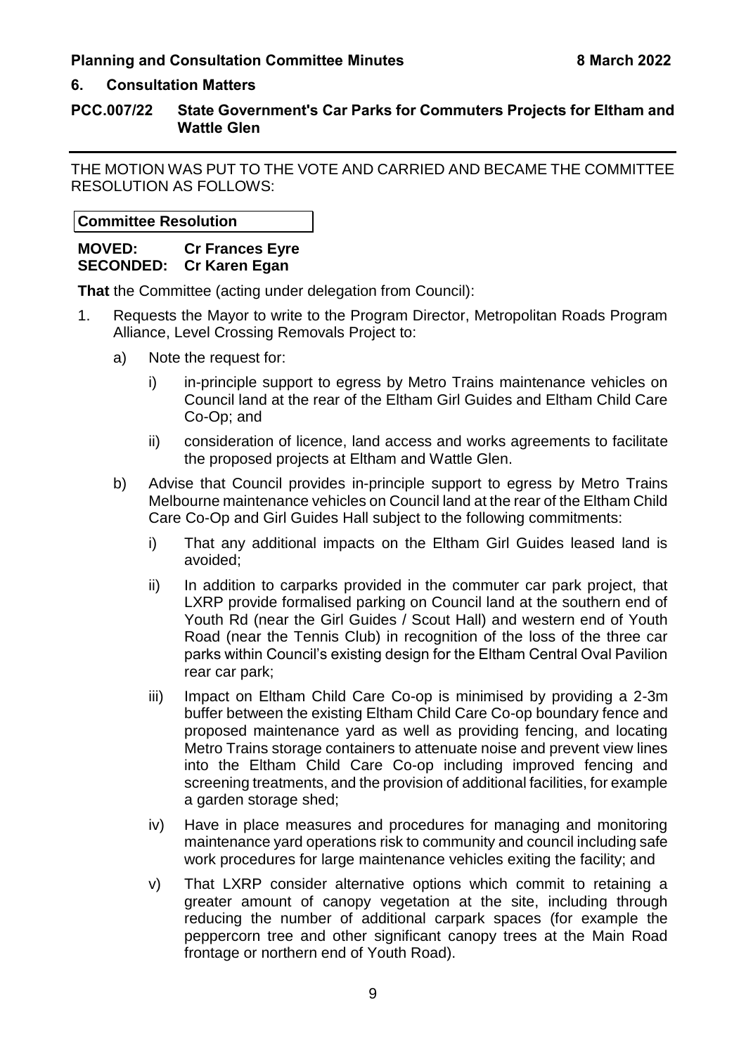## 6. Consultation Matters

### PCC.007/22 State Government's Car Parks for Commuters Projects for Eltham and Wattle Glen

THE MOTION WAS PUT TO THE VOTE AND CARRIED AND BECAME THE COMMITTEE RESOLUTION AS FOLLOWS:

**Committee Resolution**

**MOVED: Cr Frances Eyre**
**SECONDED: Cr Karen Egan**

**That** the Committee (acting under delegation from Council):

1. Requests the Mayor to write to the Program Director, Metropolitan Roads Program Alliance, Level Crossing Removals Project to:
   a) Note the request for:
      i) in-principle support to egress by Metro Trains maintenance vehicles on Council land at the rear of the Eltham Girl Guides and Eltham Child Care Co-Op; and
      ii) consideration of licence, land access and works agreements to facilitate the proposed projects at Eltham and Wattle Glen.
   b) Advise that Council provides in-principle support to egress by Metro Trains Melbourne maintenance vehicles on Council land at the rear of the Eltham Child Care Co-Op and Girl Guides Hall subject to the following commitments:
      i) That any additional impacts on the Eltham Girl Guides leased land is avoided;
      ii) In addition to carparks provided in the commuter car park project, that LXRP provide formalised parking on Council land at the southern end of Youth Rd (near the Girl Guides / Scout Hall) and western end of Youth Road (near the Tennis Club) in recognition of the loss of the three car parks within Council's existing design for the Eltham Central Oval Pavilion rear car park;
      iii) Impact on Eltham Child Care Co-op is minimised by providing a 2-3m buffer between the existing Eltham Child Care Co-op boundary fence and proposed maintenance yard as well as providing fencing, and locating Metro Trains storage containers to attenuate noise and prevent view lines into the Eltham Child Care Co-op including improved fencing and screening treatments, and the provision of additional facilities, for example a garden storage shed;
      iv) Have in place measures and procedures for managing and monitoring maintenance yard operations risk to community and council including safe work procedures for large maintenance vehicles exiting the facility; and
      v) That LXRP consider alternative options which commit to retaining a greater amount of canopy vegetation at the site, including through reducing the number of additional carpark spaces (for example the peppercorn tree and other significant canopy trees at the Main Road frontage or northern end of Youth Road).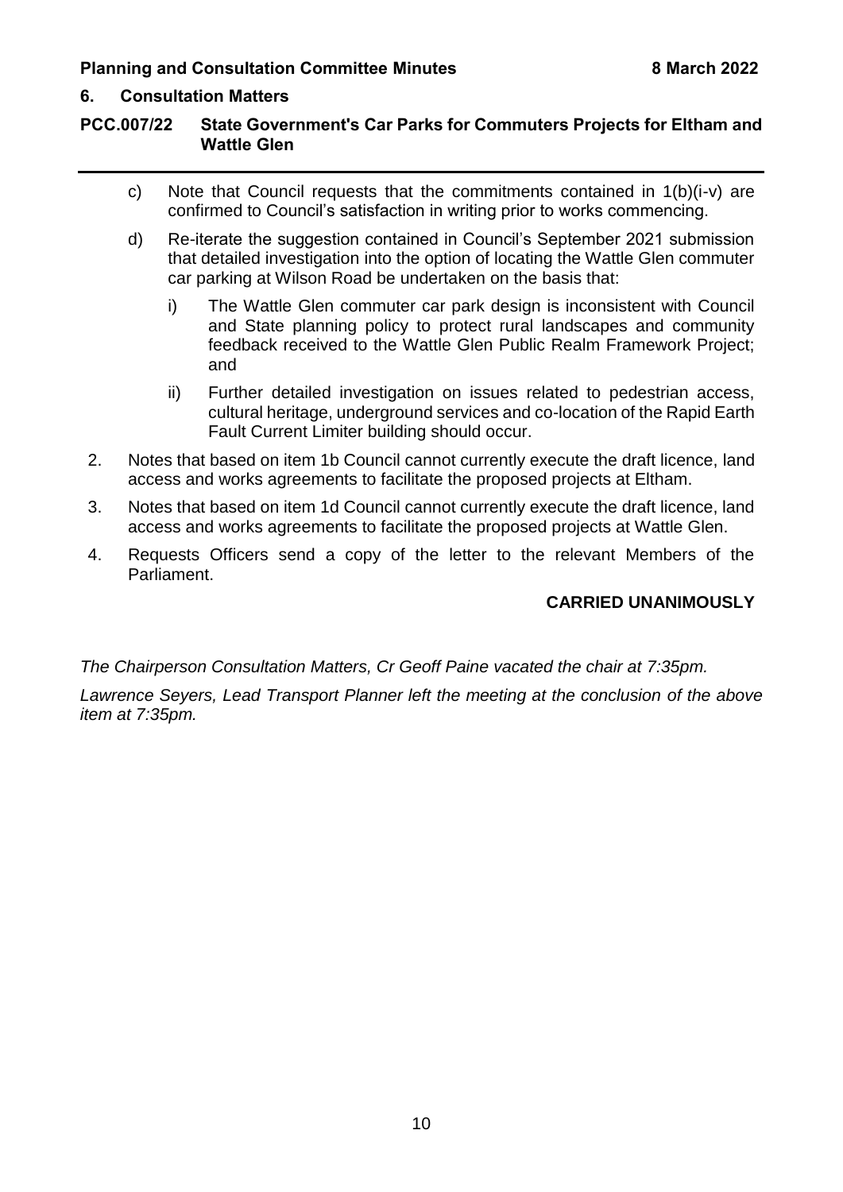## 6. Consultation Matters

### PCC.007/22 State Government's Car Parks for Commuters Projects for Eltham and Wattle Glen

c) Note that Council requests that the commitments contained in 1(b)(i-v) are confirmed to Council's satisfaction in writing prior to works commencing.

d) Re-iterate the suggestion contained in Council's September 2021 submission that detailed investigation into the option of locating the Wattle Glen commuter car parking at Wilson Road be undertaken on the basis that:

   i) The Wattle Glen commuter car park design is inconsistent with Council and State planning policy to protect rural landscapes and community feedback received to the Wattle Glen Public Realm Framework Project; and

   ii) Further detailed investigation on issues related to pedestrian access, cultural heritage, underground services and co-location of the Rapid Earth Fault Current Limiter building should occur.

2. Notes that based on item 1b Council cannot currently execute the draft licence, land access and works agreements to facilitate the proposed projects at Eltham.

3. Notes that based on item 1d Council cannot currently execute the draft licence, land access and works agreements to facilitate the proposed projects at Wattle Glen.

4. Requests Officers send a copy of the letter to the relevant Members of the Parliament.

**CARRIED UNANIMOUSLY**

*The Chairperson Consultation Matters, Cr Geoff Paine vacated the chair at 7:35pm.*

*Lawrence Seyers, Lead Transport Planner left the meeting at the conclusion of the above item at 7:35pm.*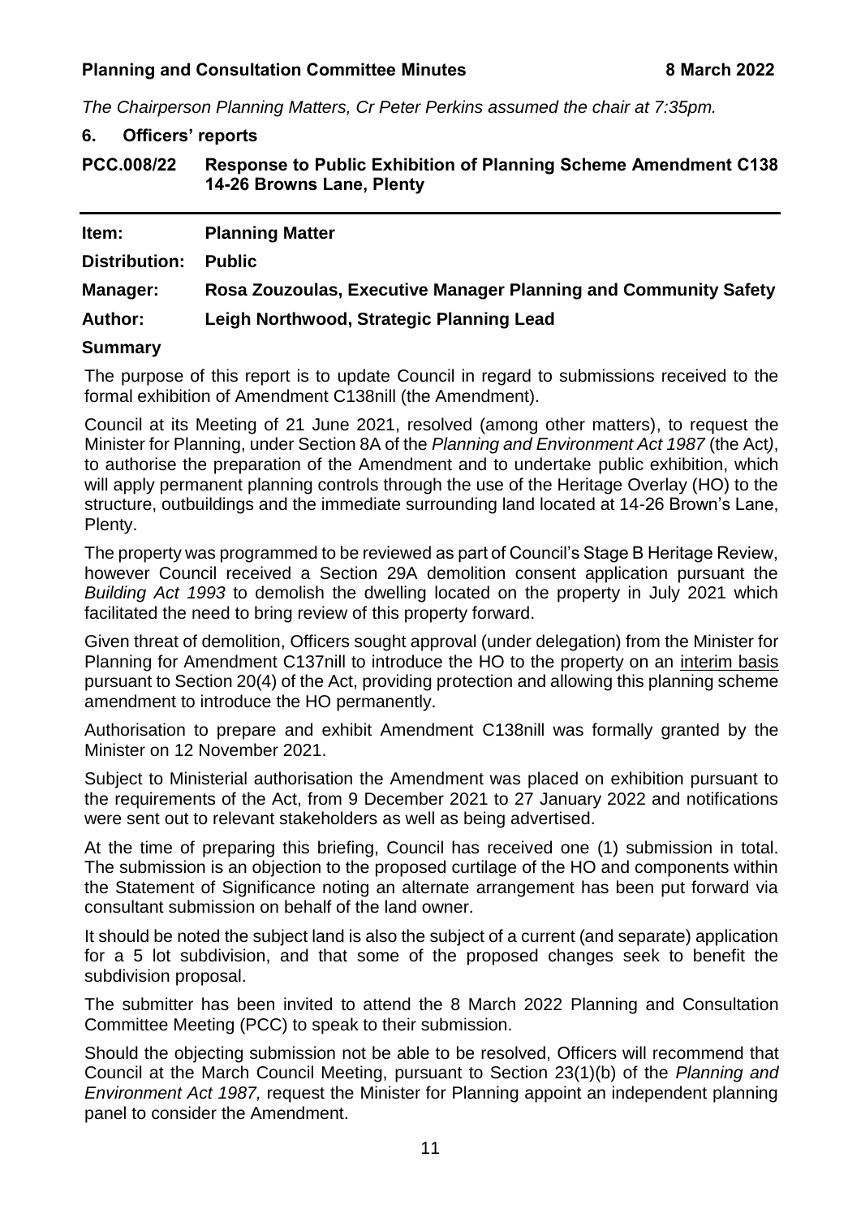*The Chairperson Planning Matters, Cr Peter Perkins assumed the chair at 7:35pm.*

## 6. Officers' reports

### PCC.008/22 Response to Public Exhibition of Planning Scheme Amendment C138 14-26 Browns Lane, Plenty

**Item:** **Planning Matter**

**Distribution:** **Public**

**Manager:** **Rosa Zouzoulas, Executive Manager Planning and Community Safety**

**Author:** **Leigh Northwood, Strategic Planning Lead**

**Summary**

The purpose of this report is to update Council in regard to submissions received to the formal exhibition of Amendment C138nill (the Amendment).

Council at its Meeting of 21 June 2021, resolved (among other matters), to request the Minister for Planning, under Section 8A of the *Planning and Environment Act 1987* (the Act*)*, to authorise the preparation of the Amendment and to undertake public exhibition, which will apply permanent planning controls through the use of the Heritage Overlay (HO) to the structure, outbuildings and the immediate surrounding land located at 14-26 Brown's Lane, Plenty.

The property was programmed to be reviewed as part of Council's Stage B Heritage Review, however Council received a Section 29A demolition consent application pursuant the *Building Act 1993* to demolish the dwelling located on the property in July 2021 which facilitated the need to bring review of this property forward.

Given threat of demolition, Officers sought approval (under delegation) from the Minister for Planning for Amendment C137nill to introduce the HO to the property on an <u>interim basis</u> pursuant to Section 20(4) of the Act, providing protection and allowing this planning scheme amendment to introduce the HO permanently.

Authorisation to prepare and exhibit Amendment C138nill was formally granted by the Minister on 12 November 2021.

Subject to Ministerial authorisation the Amendment was placed on exhibition pursuant to the requirements of the Act, from 9 December 2021 to 27 January 2022 and notifications were sent out to relevant stakeholders as well as being advertised.

At the time of preparing this briefing, Council has received one (1) submission in total. The submission is an objection to the proposed curtilage of the HO and components within the Statement of Significance noting an alternate arrangement has been put forward via consultant submission on behalf of the land owner.

It should be noted the subject land is also the subject of a current (and separate) application for a 5 lot subdivision, and that some of the proposed changes seek to benefit the subdivision proposal.

The submitter has been invited to attend the 8 March 2022 Planning and Consultation Committee Meeting (PCC) to speak to their submission.

Should the objecting submission not be able to be resolved, Officers will recommend that Council at the March Council Meeting, pursuant to Section 23(1)(b) of the *Planning and Environment Act 1987,* request the Minister for Planning appoint an independent planning panel to consider the Amendment.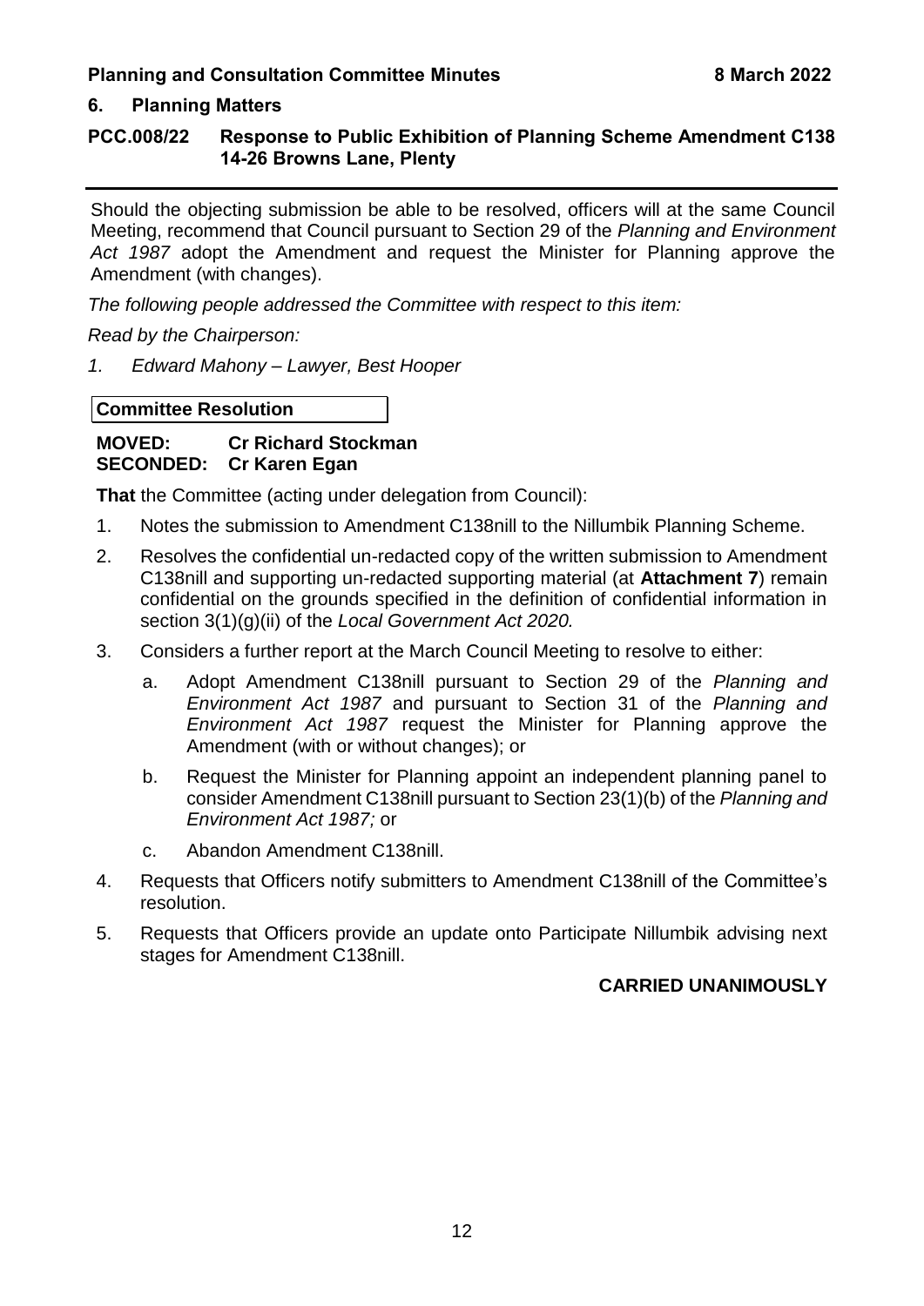## 6. Planning Matters

### PCC.008/22 Response to Public Exhibition of Planning Scheme Amendment C138 14-26 Browns Lane, Plenty

Should the objecting submission be able to be resolved, officers will at the same Council Meeting, recommend that Council pursuant to Section 29 of the *Planning and Environment Act 1987* adopt the Amendment and request the Minister for Planning approve the Amendment (with changes).

*The following people addressed the Committee with respect to this item:*

*Read by the Chairperson:*

1. *Edward Mahony – Lawyer, Best Hooper*

**Committee Resolution**

**MOVED: Cr Richard Stockman**
**SECONDED: Cr Karen Egan**

**That** the Committee (acting under delegation from Council):

1. Notes the submission to Amendment C138nill to the Nillumbik Planning Scheme.
2. Resolves the confidential un-redacted copy of the written submission to Amendment C138nill and supporting un-redacted supporting material (at **Attachment 7**) remain confidential on the grounds specified in the definition of confidential information in section 3(1)(g)(ii) of the *Local Government Act 2020.*
3. Considers a further report at the March Council Meeting to resolve to either:
   a. Adopt Amendment C138nill pursuant to Section 29 of the *Planning and Environment Act 1987* and pursuant to Section 31 of the *Planning and Environment Act 1987* request the Minister for Planning approve the Amendment (with or without changes); or
   b. Request the Minister for Planning appoint an independent planning panel to consider Amendment C138nill pursuant to Section 23(1)(b) of the *Planning and Environment Act 1987;* or
   c. Abandon Amendment C138nill.
4. Requests that Officers notify submitters to Amendment C138nill of the Committee's resolution.
5. Requests that Officers provide an update onto Participate Nillumbik advising next stages for Amendment C138nill.

**CARRIED UNANIMOUSLY**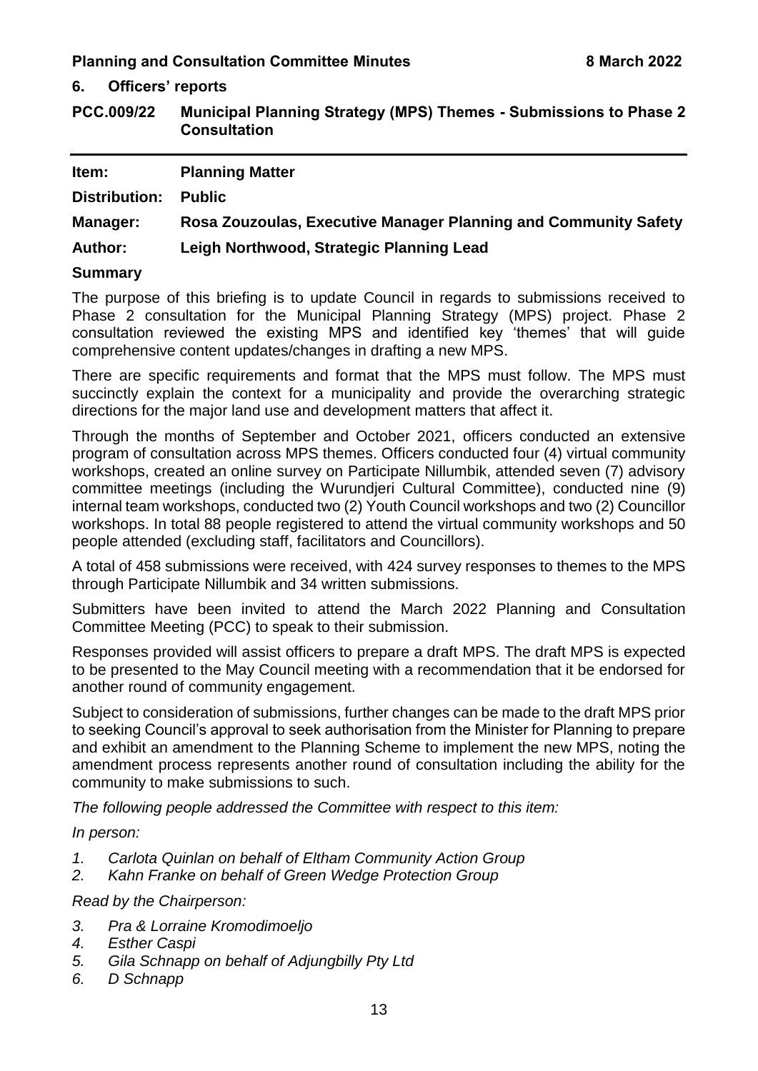## 6. Officers' reports

### PCC.009/22 Municipal Planning Strategy (MPS) Themes - Submissions to Phase 2 Consultation

| | |
|---|---|
| **Item:** | **Planning Matter** |
| **Distribution:** | **Public** |
| **Manager:** | **Rosa Zouzoulas, Executive Manager Planning and Community Safety** |
| **Author:** | **Leigh Northwood, Strategic Planning Lead** |

**Summary**

The purpose of this briefing is to update Council in regards to submissions received to Phase 2 consultation for the Municipal Planning Strategy (MPS) project. Phase 2 consultation reviewed the existing MPS and identified key 'themes' that will guide comprehensive content updates/changes in drafting a new MPS.

There are specific requirements and format that the MPS must follow. The MPS must succinctly explain the context for a municipality and provide the overarching strategic directions for the major land use and development matters that affect it.

Through the months of September and October 2021, officers conducted an extensive program of consultation across MPS themes. Officers conducted four (4) virtual community workshops, created an online survey on Participate Nillumbik, attended seven (7) advisory committee meetings (including the Wurundjeri Cultural Committee), conducted nine (9) internal team workshops, conducted two (2) Youth Council workshops and two (2) Councillor workshops. In total 88 people registered to attend the virtual community workshops and 50 people attended (excluding staff, facilitators and Councillors).

A total of 458 submissions were received, with 424 survey responses to themes to the MPS through Participate Nillumbik and 34 written submissions.

Submitters have been invited to attend the March 2022 Planning and Consultation Committee Meeting (PCC) to speak to their submission.

Responses provided will assist officers to prepare a draft MPS. The draft MPS is expected to be presented to the May Council meeting with a recommendation that it be endorsed for another round of community engagement.

Subject to consideration of submissions, further changes can be made to the draft MPS prior to seeking Council's approval to seek authorisation from the Minister for Planning to prepare and exhibit an amendment to the Planning Scheme to implement the new MPS, noting the amendment process represents another round of consultation including the ability for the community to make submissions to such.

*The following people addressed the Committee with respect to this item:*

*In person:*

1. *Carlota Quinlan on behalf of Eltham Community Action Group*
2. *Kahn Franke on behalf of Green Wedge Protection Group*

*Read by the Chairperson:*

3. *Pra & Lorraine Kromodimoeljo*
4. *Esther Caspi*
5. *Gila Schnapp on behalf of Adjungbilly Pty Ltd*
6. *D Schnapp*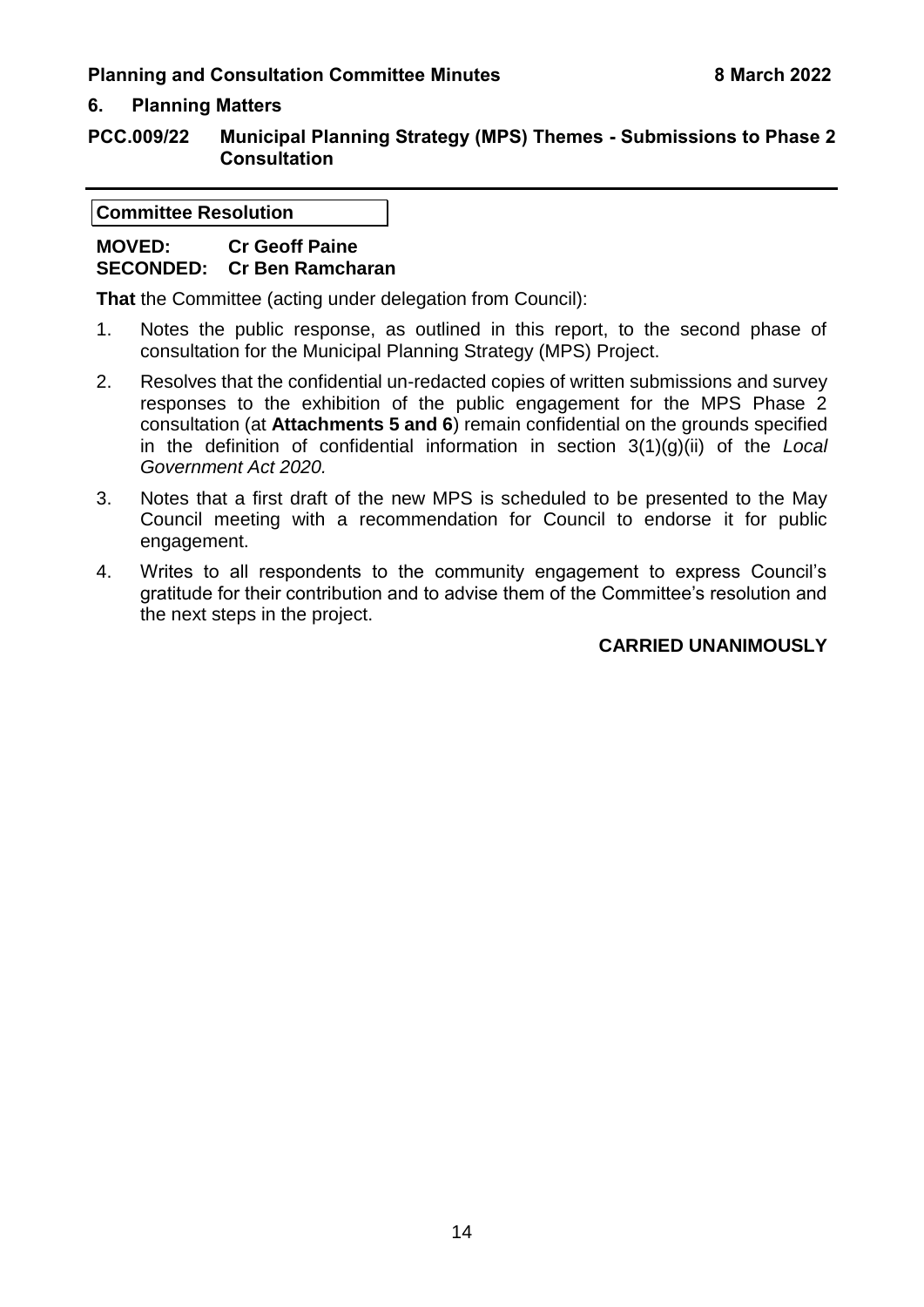## 6. Planning Matters

### PCC.009/22 Municipal Planning Strategy (MPS) Themes - Submissions to Phase 2 Consultation

**Committee Resolution**

**MOVED:** **Cr Geoff Paine**
**SECONDED:** **Cr Ben Ramcharan**

**That** the Committee (acting under delegation from Council):

1. Notes the public response, as outlined in this report, to the second phase of consultation for the Municipal Planning Strategy (MPS) Project.
2. Resolves that the confidential un-redacted copies of written submissions and survey responses to the exhibition of the public engagement for the MPS Phase 2 consultation (at **Attachments 5 and 6**) remain confidential on the grounds specified in the definition of confidential information in section 3(1)(g)(ii) of the *Local Government Act 2020.*
3. Notes that a first draft of the new MPS is scheduled to be presented to the May Council meeting with a recommendation for Council to endorse it for public engagement.
4. Writes to all respondents to the community engagement to express Council's gratitude for their contribution and to advise them of the Committee's resolution and the next steps in the project.

**CARRIED UNANIMOUSLY**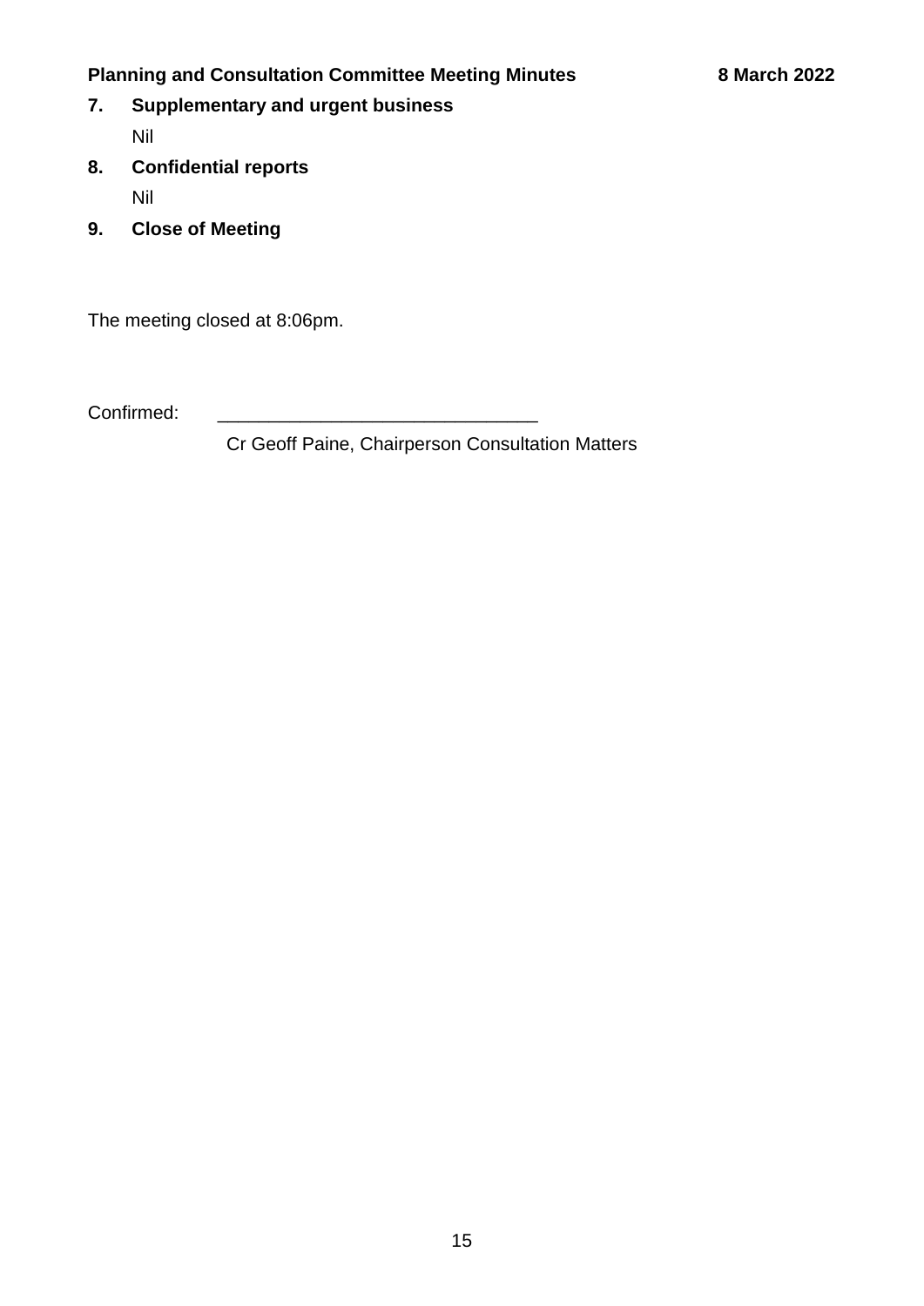## 7. Supplementary and urgent business

Nil

## 8. Confidential reports

Nil

## 9. Close of Meeting

The meeting closed at 8:06pm.

Confirmed: ______________________________

Cr Geoff Paine, Chairperson Consultation Matters